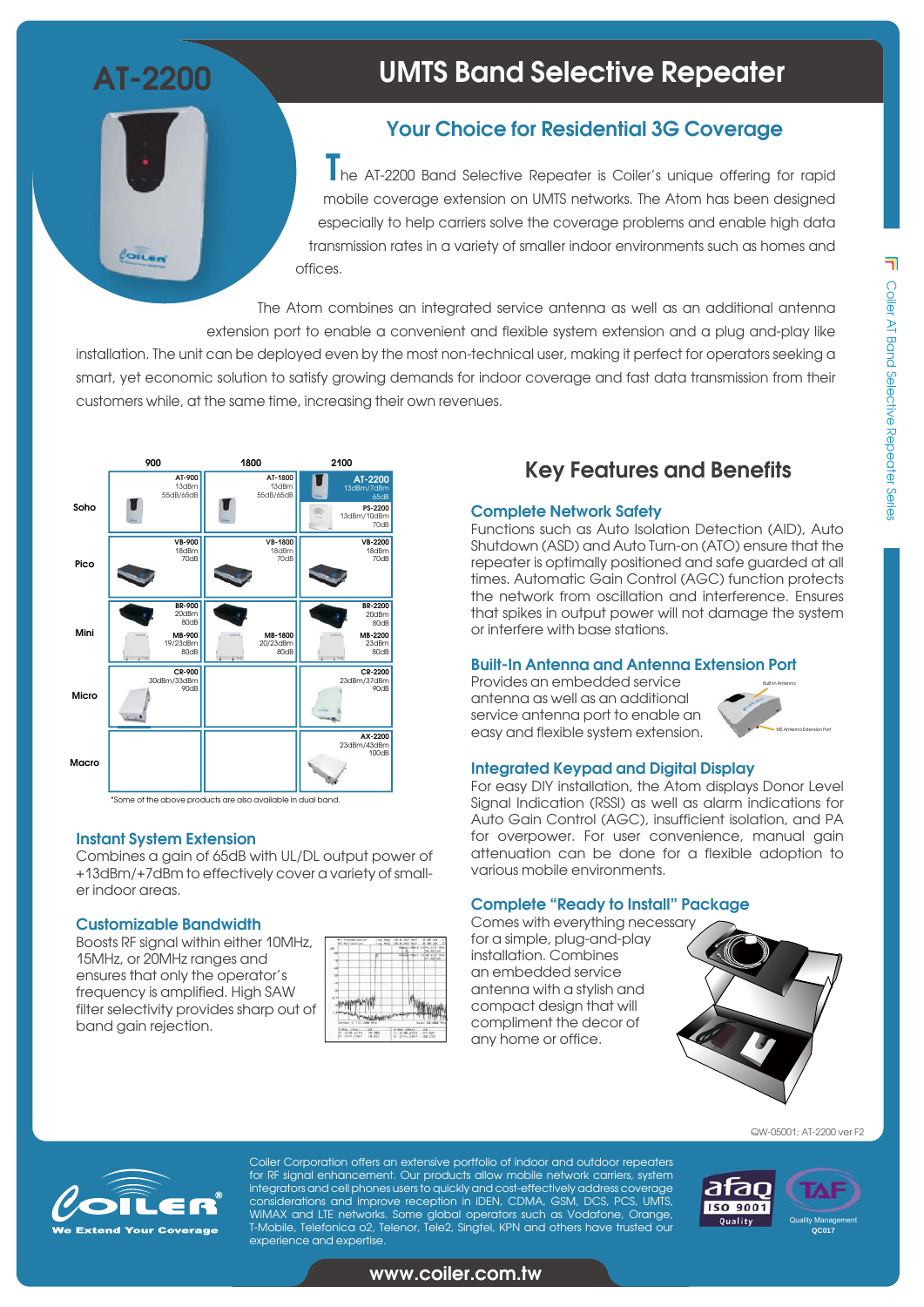# AT-2200

# UMTS Band Selective Repeater

## Your Choice for Residential 3G Coverage

The AT-2200 Band Selective Repeater is Coiler's unique offering for rapid mobile coverage extension on UMTS networks. The Atom has been designed especially to help carriers solve the coverage problems and enable high data transmission rates in a variety of smaller indoor environments such as homes and offices.

The Atom combines an integrated service antenna as well as an additional antenna extension port to enable a convenient and flexible system extension and a plug and-play like installation. The unit can be deployed even by the most non-technical user, making it perfect for operators seeking a smart, yet economic solution to satisfy growing demands for indoor coverage and fast data transmission from their customers while, at the same time, increasing their own revenues.

| | 900 | 1800 | 2100 |
|---|---|---|---|
| Soho | AT-900 13dBm 55dB/65dB | AT-1800 13dBm 55dB/65dB | AT-2200 13dBm/7dBm 65dB; PS-2200 13dBm/10dBm 70dB |
| Pico | VB-900 18dBm 70dB | VB-1800 18dBm 70dB | VB-2200 18dBm 70dB |
| Mini | BR-900 20dBm 80dB; MB-900 19/23dBm 80dB | MB-1800 20/23dBm 80dB | BR-2200 20dBm 80dB; MB-2200 23dBm 80dB |
| Micro | CR-900 30dBm/33dBm 90dB | | CR-2200 23dBm/37dBm 90dB |
| Macro | | | AX-2200 23dBm/43dBm 100dB |

*Some of the above products are also available in dual band.

### Instant System Extension

Combines a gain of 65dB with UL/DL output power of +13dBm/+7dBm to effectively cover a variety of smaller indoor areas.

### Customizable Bandwidth

Boosts RF signal within either 10MHz, 15MHz, or 20MHz ranges and ensures that only the operator's frequency is amplified. High SAW filter selectivity provides sharp out of band gain rejection.

## Key Features and Benefits

### Complete Network Safety

Functions such as Auto Isolation Detection (AID), Auto Shutdown (ASD) and Auto Turn-on (ATO) ensure that the repeater is optimally positioned and safe guarded at all times. Automatic Gain Control (AGC) function protects the network from oscillation and interference. Ensures that spikes in output power will not damage the system or interfere with base stations.

### Built-In Antenna and Antenna Extension Port

Provides an embedded service antenna as well as an additional service antenna port to enable an easy and flexible system extension.

Built-In Antenna

MS Antenna Extension Port

### Integrated Keypad and Digital Display

For easy DIY installation, the Atom displays Donor Level Signal Indication (RSSI) as well as alarm indications for Auto Gain Control (AGC), insufficient isolation, and PA for overpower. For user convenience, manual gain attenuation can be done for a flexible adoption to various mobile environments.

### Complete "Ready to Install" Package

Comes with everything necessary for a simple, plug-and-play installation. Combines an embedded service antenna with a stylish and compact design that will compliment the decor of any home or office.

QW-05001; AT-2200 ver F2

Coiler Corporation offers an extensive portfolio of indoor and outdoor repeaters for RF signal enhancement. Our products allow mobile network carriers, system integrators and cell phones users to quickly and cost-effectively address coverage considerations and improve reception in iDEN, CDMA, GSM, DCS, PCS, UMTS, WiMAX and LTE networks. Some global operators such as Vodafone, Orange, T-Mobile, Telefonica o2, Telenor, Tele2, Singtel, KPN and others have trusted our experience and expertise.

COILER® We Extend Your Coverage

afaq ISO 9001 Quality — TAF Quality Management QC017

www.coiler.com.tw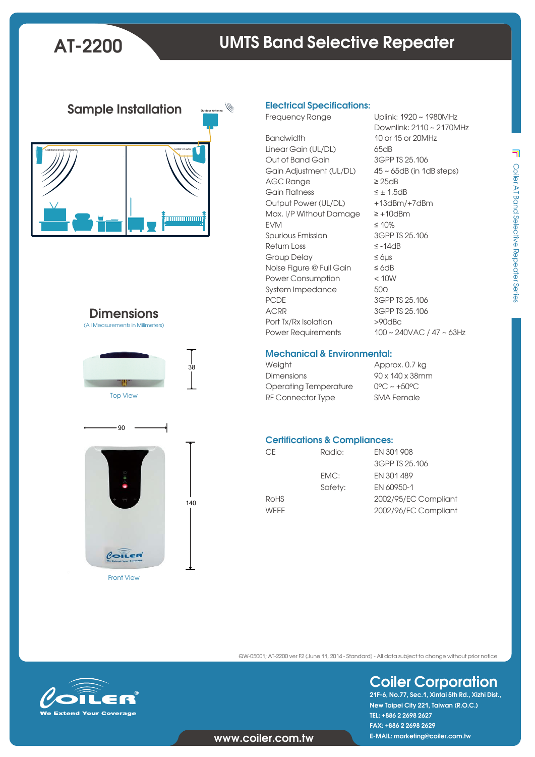# AT-2200

# UMTS Band Selective Repeater

## Sample Installation

Outdoor Antenna

Additional Indoor Antenna

Coiler AT-2200

## Dimensions

(All Measurements in Millimeters)

38

Top View

90

140

Front View

## Electrical Specifications:

| | |
|---|---|
| Frequency Range | Uplink: 1920 ~ 1980MHz<br>Downlink: 2110 ~ 2170MHz |
| Bandwidth | 10 or 15 or 20MHz |
| Linear Gain (UL/DL) | 65dB |
| Out of Band Gain | 3GPP TS 25.106 |
| Gain Adjustment (UL/DL) | 45 ~ 65dB (in 1dB steps) |
| AGC Range | ≥ 25dB |
| Gain Flatness | ≤ ± 1.5dB |
| Output Power (UL/DL) | +13dBm/+7dBm |
| Max. I/P Without Damage | ≥ +10dBm |
| EVM | ≤ 10% |
| Spurious Emission | 3GPP TS 25.106 |
| Return Loss | ≤ -14dB |
| Group Delay | ≤ 6μs |
| Noise Figure @ Full Gain | ≤ 6dB |
| Power Consumption | < 10W |
| System Impedance | 50Ω |
| PCDE | 3GPP TS 25.106 |
| ACRR | 3GPP TS 25.106 |
| Port Tx/Rx Isolation | >90dBc |
| Power Requirements | 100 ~ 240VAC / 47 ~ 63Hz |

## Mechanical & Environmental:

| | |
|---|---|
| Weight | Approx. 0.7 kg |
| Dimensions | 90 x 140 x 38mm |
| Operating Temperature | 0ºC ~ +50ºC |
| RF Connector Type | SMA Female |

## Certifications & Compliances:

| | | |
|---|---|---|
| CE | Radio: | EN 301 908 |
| | | 3GPP TS 25.106 |
| | EMC: | EN 301 489 |
| | Safety: | EN 60950-1 |
| RoHS | | 2002/95/EC Compliant |
| WEEE | | 2002/96/EC Compliant |

QW-05001; AT-2200 ver F2 (June 11, 2014 - Standard) - All data subject to change without prior notice

Coiler AT Band Selective Repeater Series

COILER® We Extend Your Coverage

www.coiler.com.tw

## Coiler Corporation

21F-6, No.77, Sec.1, Xintai 5th Rd., Xizhi Dist.,
New Taipei City 221, Taiwan (R.O.C.)
TEL: +886 2 2698 2627
FAX: +886 2 2698 2629
E-MAIL: marketing@coiler.com.tw